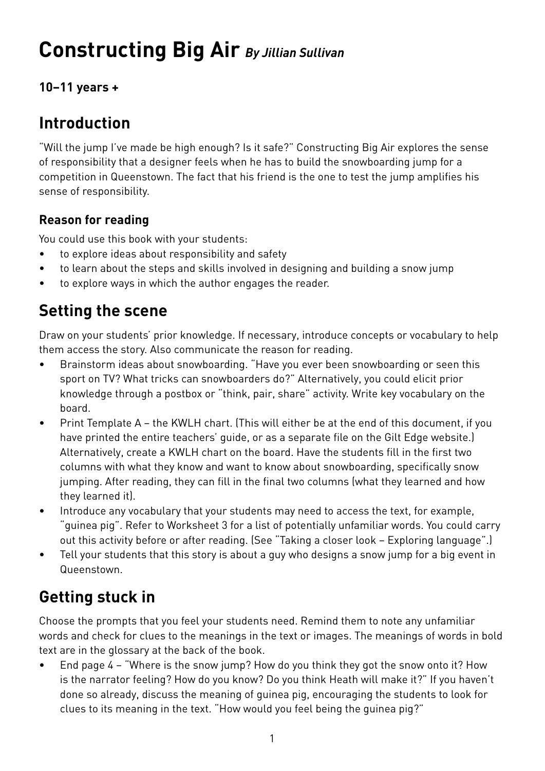# Constructing Big Air *By Jillian Sullivan*

**10–11 years +**

## Introduction

"Will the jump I've made be high enough? Is it safe?" Constructing Big Air explores the sense of responsibility that a designer feels when he has to build the snowboarding jump for a competition in Queenstown. The fact that his friend is the one to test the jump amplifies his sense of responsibility.

### Reason for reading

You could use this book with your students:

- to explore ideas about responsibility and safety
- to learn about the steps and skills involved in designing and building a snow jump
- to explore ways in which the author engages the reader.

## Setting the scene

Draw on your students' prior knowledge. If necessary, introduce concepts or vocabulary to help them access the story. Also communicate the reason for reading.

- Brainstorm ideas about snowboarding. "Have you ever been snowboarding or seen this sport on TV? What tricks can snowboarders do?" Alternatively, you could elicit prior knowledge through a postbox or "think, pair, share" activity. Write key vocabulary on the board.
- Print Template A – the KWLH chart. (This will either be at the end of this document, if you have printed the entire teachers' guide, or as a separate file on the Gilt Edge website.) Alternatively, create a KWLH chart on the board. Have the students fill in the first two columns with what they know and want to know about snowboarding, specifically snow jumping. After reading, they can fill in the final two columns (what they learned and how they learned it).
- Introduce any vocabulary that your students may need to access the text, for example, "guinea pig". Refer to Worksheet 3 for a list of potentially unfamiliar words. You could carry out this activity before or after reading. (See "Taking a closer look – Exploring language".)
- Tell your students that this story is about a guy who designs a snow jump for a big event in Queenstown.

## Getting stuck in

Choose the prompts that you feel your students need. Remind them to note any unfamiliar words and check for clues to the meanings in the text or images. The meanings of words in bold text are in the glossary at the back of the book.

- End page 4 – "Where is the snow jump? How do you think they got the snow onto it? How is the narrator feeling? How do you know? Do you think Heath will make it?" If you haven't done so already, discuss the meaning of guinea pig, encouraging the students to look for clues to its meaning in the text. "How would you feel being the guinea pig?"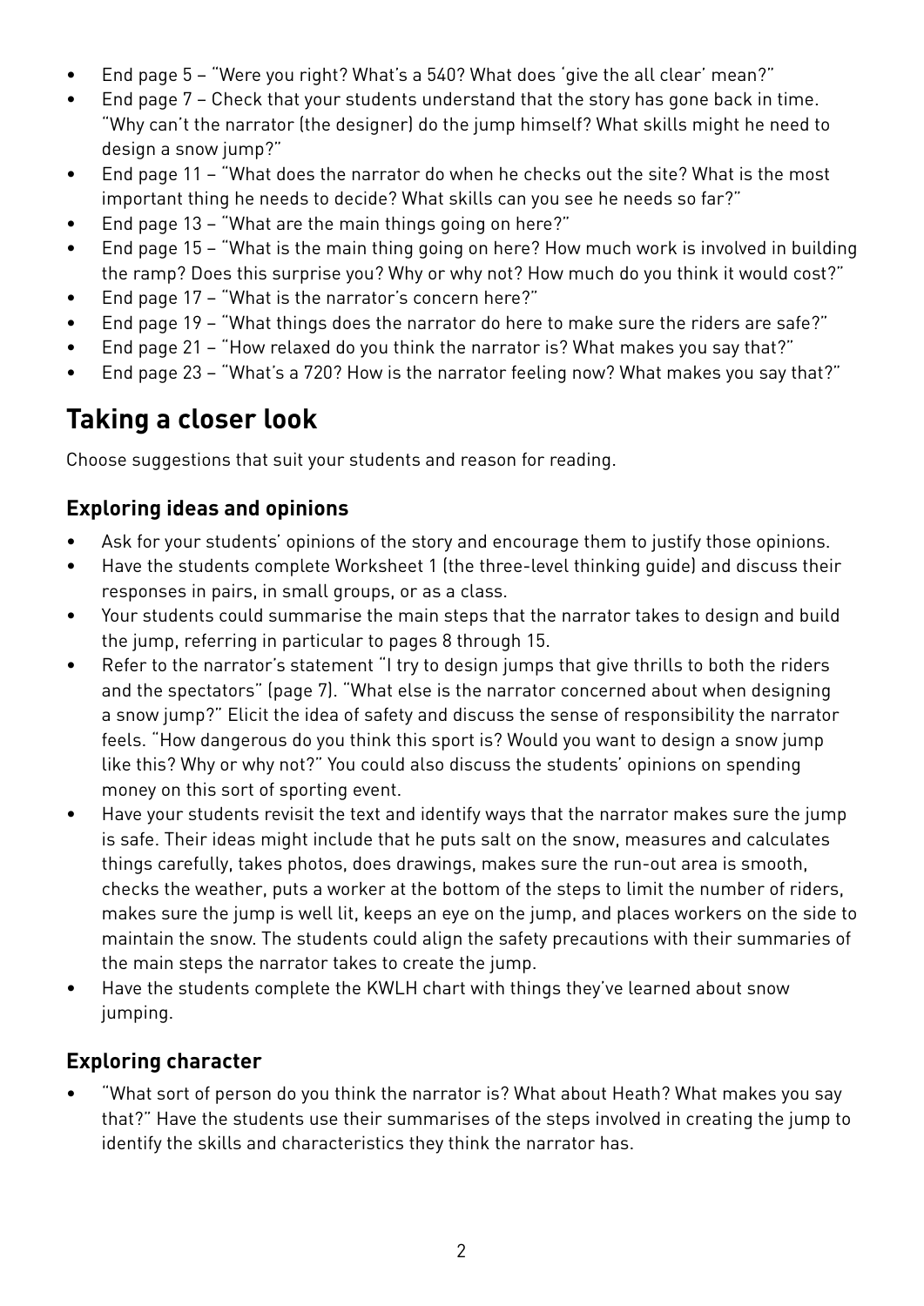- End page 5 – "Were you right? What's a 540? What does 'give the all clear' mean?"
- End page 7 – Check that your students understand that the story has gone back in time. "Why can't the narrator (the designer) do the jump himself? What skills might he need to design a snow jump?"
- End page 11 – "What does the narrator do when he checks out the site? What is the most important thing he needs to decide? What skills can you see he needs so far?"
- End page 13 – "What are the main things going on here?"
- End page 15 – "What is the main thing going on here? How much work is involved in building the ramp? Does this surprise you? Why or why not? How much do you think it would cost?"
- End page 17 – "What is the narrator's concern here?"
- End page 19 – "What things does the narrator do here to make sure the riders are safe?"
- End page 21 – "How relaxed do you think the narrator is? What makes you say that?"
- End page 23 – "What's a 720? How is the narrator feeling now? What makes you say that?"

## Taking a closer look

Choose suggestions that suit your students and reason for reading.

### Exploring ideas and opinions

- Ask for your students' opinions of the story and encourage them to justify those opinions.
- Have the students complete Worksheet 1 (the three-level thinking guide) and discuss their responses in pairs, in small groups, or as a class.
- Your students could summarise the main steps that the narrator takes to design and build the jump, referring in particular to pages 8 through 15.
- Refer to the narrator's statement "I try to design jumps that give thrills to both the riders and the spectators" (page 7). "What else is the narrator concerned about when designing a snow jump?" Elicit the idea of safety and discuss the sense of responsibility the narrator feels. "How dangerous do you think this sport is? Would you want to design a snow jump like this? Why or why not?" You could also discuss the students' opinions on spending money on this sort of sporting event.
- Have your students revisit the text and identify ways that the narrator makes sure the jump is safe. Their ideas might include that he puts salt on the snow, measures and calculates things carefully, takes photos, does drawings, makes sure the run-out area is smooth, checks the weather, puts a worker at the bottom of the steps to limit the number of riders, makes sure the jump is well lit, keeps an eye on the jump, and places workers on the side to maintain the snow. The students could align the safety precautions with their summaries of the main steps the narrator takes to create the jump.
- Have the students complete the KWLH chart with things they've learned about snow jumping.

### Exploring character

- "What sort of person do you think the narrator is? What about Heath? What makes you say that?" Have the students use their summarises of the steps involved in creating the jump to identify the skills and characteristics they think the narrator has.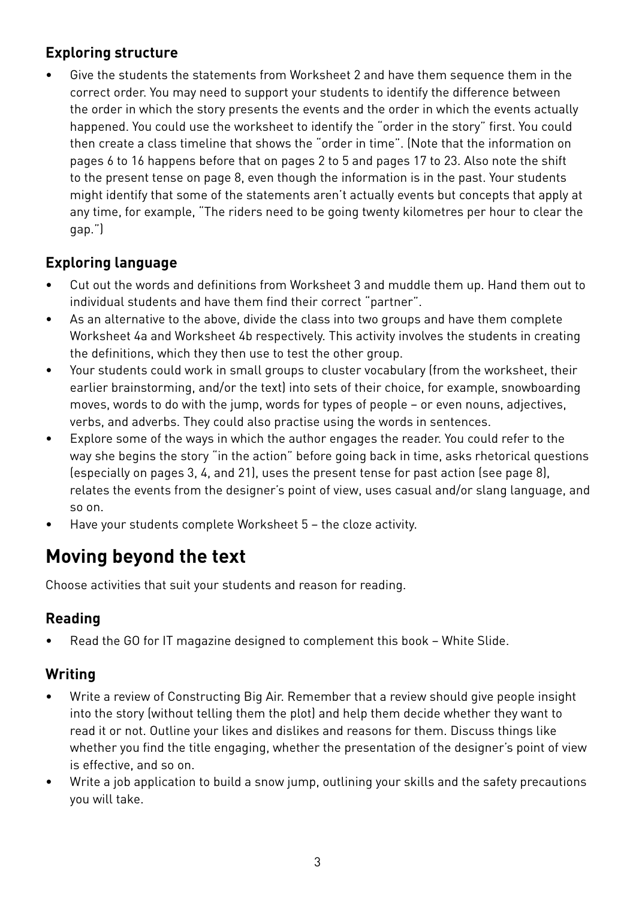### Exploring structure

- Give the students the statements from Worksheet 2 and have them sequence them in the correct order. You may need to support your students to identify the difference between the order in which the story presents the events and the order in which the events actually happened. You could use the worksheet to identify the "order in the story" first. You could then create a class timeline that shows the "order in time". (Note that the information on pages 6 to 16 happens before that on pages 2 to 5 and pages 17 to 23. Also note the shift to the present tense on page 8, even though the information is in the past. Your students might identify that some of the statements aren't actually events but concepts that apply at any time, for example, "The riders need to be going twenty kilometres per hour to clear the gap.")

### Exploring language

- Cut out the words and definitions from Worksheet 3 and muddle them up. Hand them out to individual students and have them find their correct "partner".
- As an alternative to the above, divide the class into two groups and have them complete Worksheet 4a and Worksheet 4b respectively. This activity involves the students in creating the definitions, which they then use to test the other group.
- Your students could work in small groups to cluster vocabulary (from the worksheet, their earlier brainstorming, and/or the text) into sets of their choice, for example, snowboarding moves, words to do with the jump, words for types of people – or even nouns, adjectives, verbs, and adverbs. They could also practise using the words in sentences.
- Explore some of the ways in which the author engages the reader. You could refer to the way she begins the story "in the action" before going back in time, asks rhetorical questions (especially on pages 3, 4, and 21), uses the present tense for past action (see page 8), relates the events from the designer's point of view, uses casual and/or slang language, and so on.
- Have your students complete Worksheet 5 – the cloze activity.

## Moving beyond the text

Choose activities that suit your students and reason for reading.

### Reading

- Read the GO for IT magazine designed to complement this book – White Slide.

### Writing

- Write a review of Constructing Big Air. Remember that a review should give people insight into the story (without telling them the plot) and help them decide whether they want to read it or not. Outline your likes and dislikes and reasons for them. Discuss things like whether you find the title engaging, whether the presentation of the designer's point of view is effective, and so on.
- Write a job application to build a snow jump, outlining your skills and the safety precautions you will take.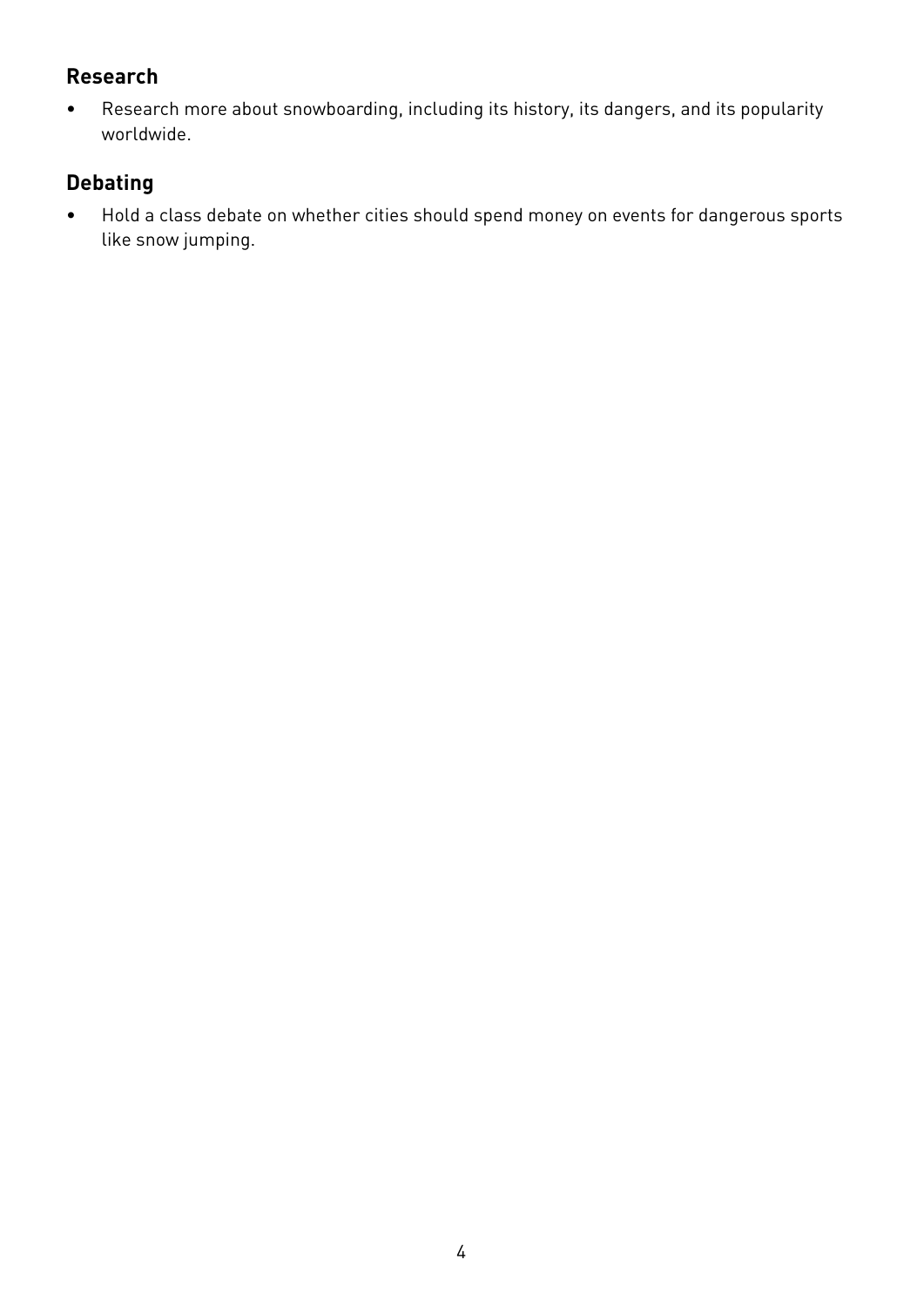## Research

- Research more about snowboarding, including its history, its dangers, and its popularity worldwide.

## Debating

- Hold a class debate on whether cities should spend money on events for dangerous sports like snow jumping.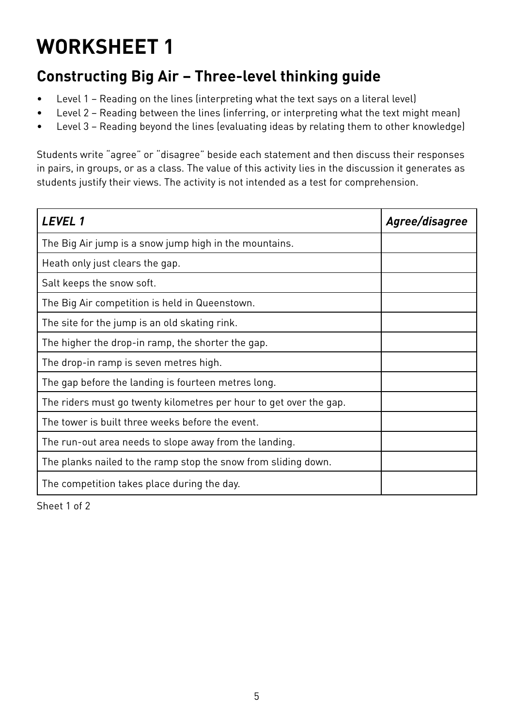# WORKSHEET 1

## Constructing Big Air – Three-level thinking guide

- Level 1 – Reading on the lines (interpreting what the text says on a literal level)
- Level 2 – Reading between the lines (inferring, or interpreting what the text might mean)
- Level 3 – Reading beyond the lines (evaluating ideas by relating them to other knowledge)

Students write "agree" or "disagree" beside each statement and then discuss their responses in pairs, in groups, or as a class. The value of this activity lies in the discussion it generates as students justify their views. The activity is not intended as a test for comprehension.

| ***LEVEL 1*** | ***Agree/disagree*** |
|---|---|
| The Big Air jump is a snow jump high in the mountains. | |
| Heath only just clears the gap. | |
| Salt keeps the snow soft. | |
| The Big Air competition is held in Queenstown. | |
| The site for the jump is an old skating rink. | |
| The higher the drop-in ramp, the shorter the gap. | |
| The drop-in ramp is seven metres high. | |
| The gap before the landing is fourteen metres long. | |
| The riders must go twenty kilometres per hour to get over the gap. | |
| The tower is built three weeks before the event. | |
| The run-out area needs to slope away from the landing. | |
| The planks nailed to the ramp stop the snow from sliding down. | |
| The competition takes place during the day. | |

Sheet 1 of 2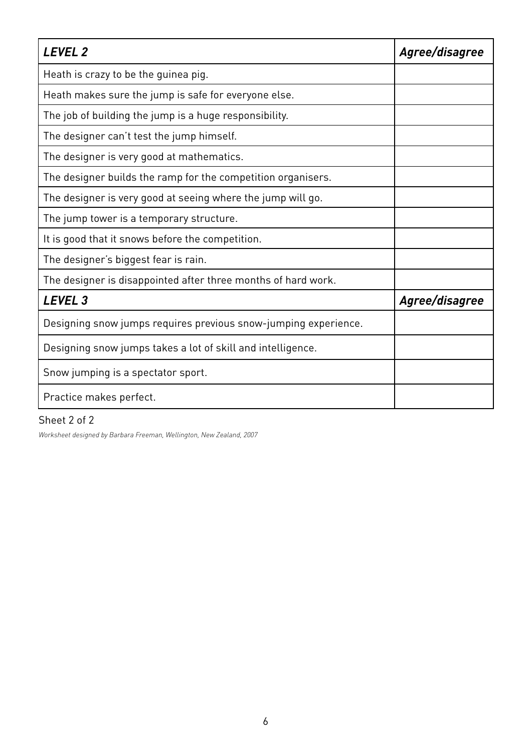| *LEVEL 2* | *Agree/disagree* |
|---|---|
| Heath is crazy to be the guinea pig. | |
| Heath makes sure the jump is safe for everyone else. | |
| The job of building the jump is a huge responsibility. | |
| The designer can't test the jump himself. | |
| The designer is very good at mathematics. | |
| The designer builds the ramp for the competition organisers. | |
| The designer is very good at seeing where the jump will go. | |
| The jump tower is a temporary structure. | |
| It is good that it snows before the competition. | |
| The designer's biggest fear is rain. | |
| The designer is disappointed after three months of hard work. | |
| ***LEVEL 3*** | ***Agree/disagree*** |
| Designing snow jumps requires previous snow-jumping experience. | |
| Designing snow jumps takes a lot of skill and intelligence. | |
| Snow jumping is a spectator sport. | |
| Practice makes perfect. | |

Sheet 2 of 2

*Worksheet designed by Barbara Freeman, Wellington, New Zealand, 2007*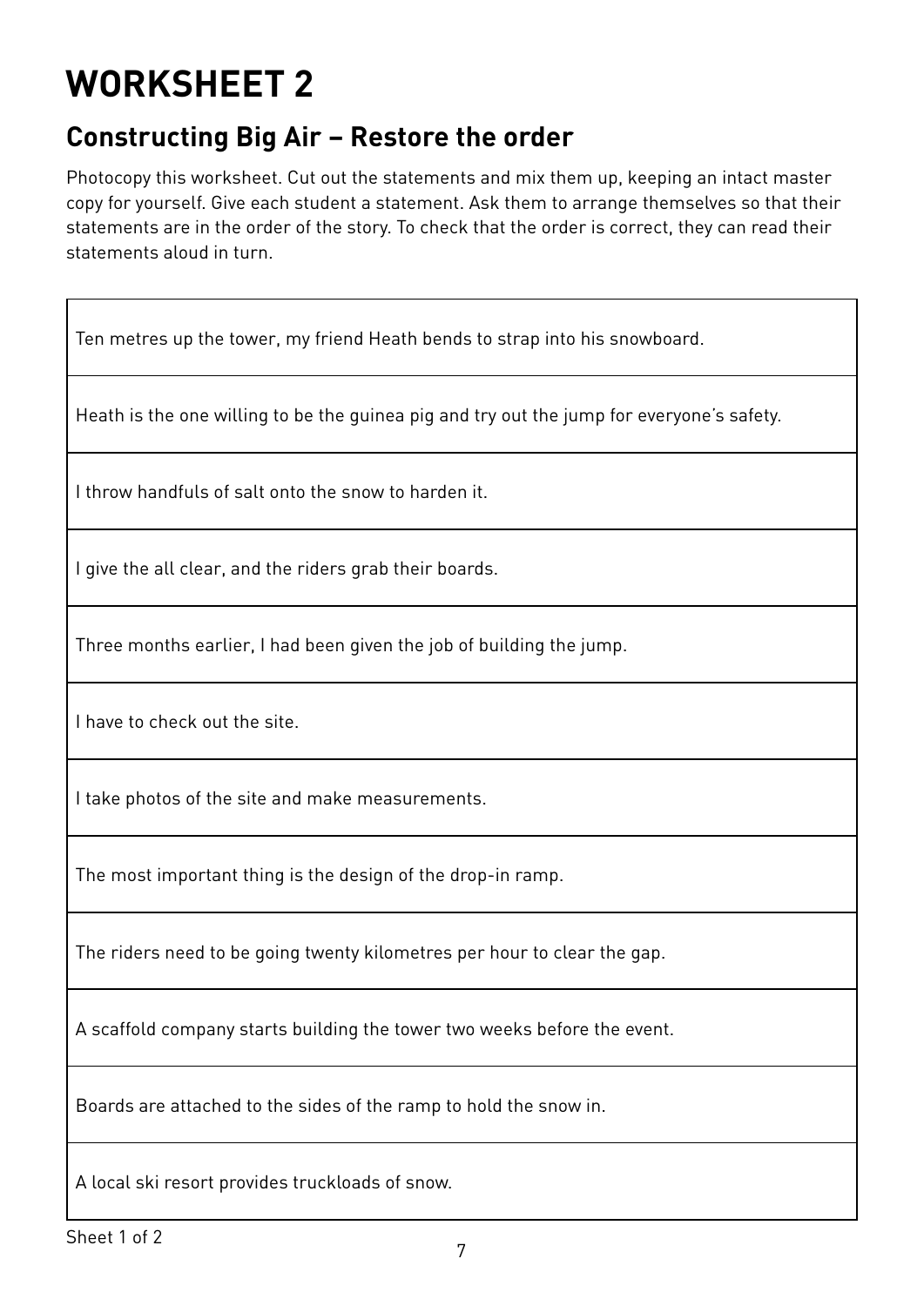# WORKSHEET 2

## Constructing Big Air – Restore the order

Photocopy this worksheet. Cut out the statements and mix them up, keeping an intact master copy for yourself. Give each student a statement. Ask them to arrange themselves so that their statements are in the order of the story. To check that the order is correct, they can read their statements aloud in turn.

| Ten metres up the tower, my friend Heath bends to strap into his snowboard. |
| --- |
| Heath is the one willing to be the guinea pig and try out the jump for everyone's safety. |
| I throw handfuls of salt onto the snow to harden it. |
| I give the all clear, and the riders grab their boards. |
| Three months earlier, I had been given the job of building the jump. |
| I have to check out the site. |
| I take photos of the site and make measurements. |
| The most important thing is the design of the drop-in ramp. |
| The riders need to be going twenty kilometres per hour to clear the gap. |
| A scaffold company starts building the tower two weeks before the event. |
| Boards are attached to the sides of the ramp to hold the snow in. |
| A local ski resort provides truckloads of snow. |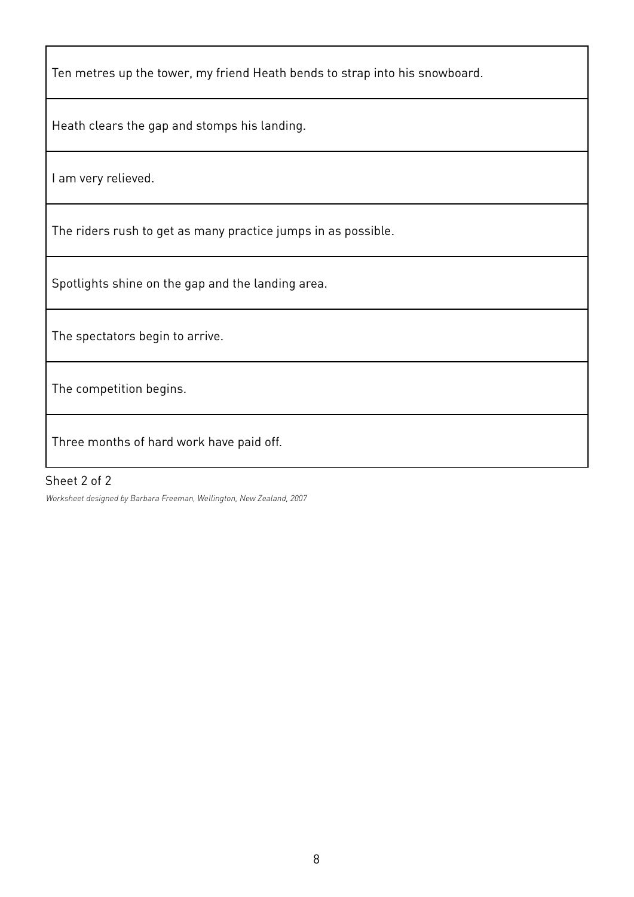| Ten metres up the tower, my friend Heath bends to strap into his snowboard. |
| --- |
| Heath clears the gap and stomps his landing. |
| I am very relieved. |
| The riders rush to get as many practice jumps in as possible. |
| Spotlights shine on the gap and the landing area. |
| The spectators begin to arrive. |
| The competition begins. |
| Three months of hard work have paid off. |

Sheet 2 of 2

*Worksheet designed by Barbara Freeman, Wellington, New Zealand, 2007*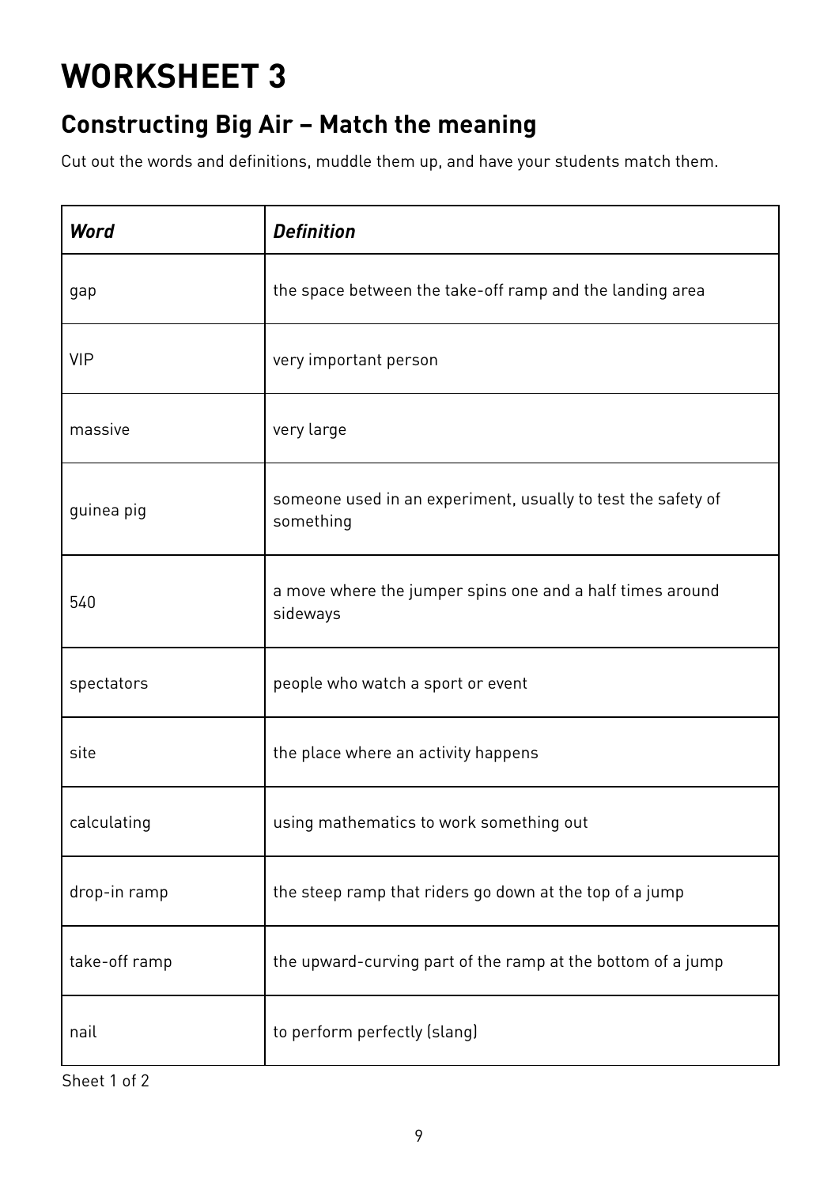# WORKSHEET 3

## Constructing Big Air – Match the meaning

Cut out the words and definitions, muddle them up, and have your students match them.

| ***Word*** | ***Definition*** |
| --- | --- |
| gap | the space between the take-off ramp and the landing area |
| VIP | very important person |
| massive | very large |
| guinea pig | someone used in an experiment, usually to test the safety of something |
| 540 | a move where the jumper spins one and a half times around sideways |
| spectators | people who watch a sport or event |
| site | the place where an activity happens |
| calculating | using mathematics to work something out |
| drop-in ramp | the steep ramp that riders go down at the top of a jump |
| take-off ramp | the upward-curving part of the ramp at the bottom of a jump |
| nail | to perform perfectly (slang) |

Sheet 1 of 2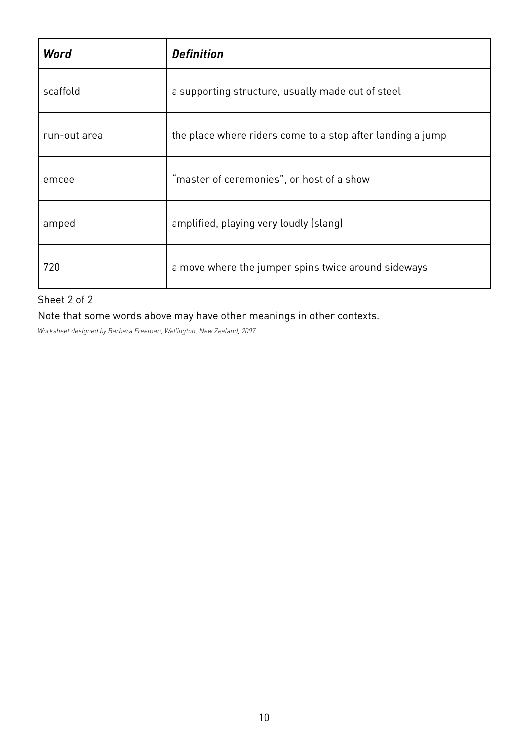| ***Word*** | ***Definition*** |
| --- | --- |
| scaffold | a supporting structure, usually made out of steel |
| run-out area | the place where riders come to a stop after landing a jump |
| emcee | "master of ceremonies", or host of a show |
| amped | amplified, playing very loudly (slang) |
| 720 | a move where the jumper spins twice around sideways |

Sheet 2 of 2

Note that some words above may have other meanings in other contexts.

*Worksheet designed by Barbara Freeman, Wellington, New Zealand, 2007*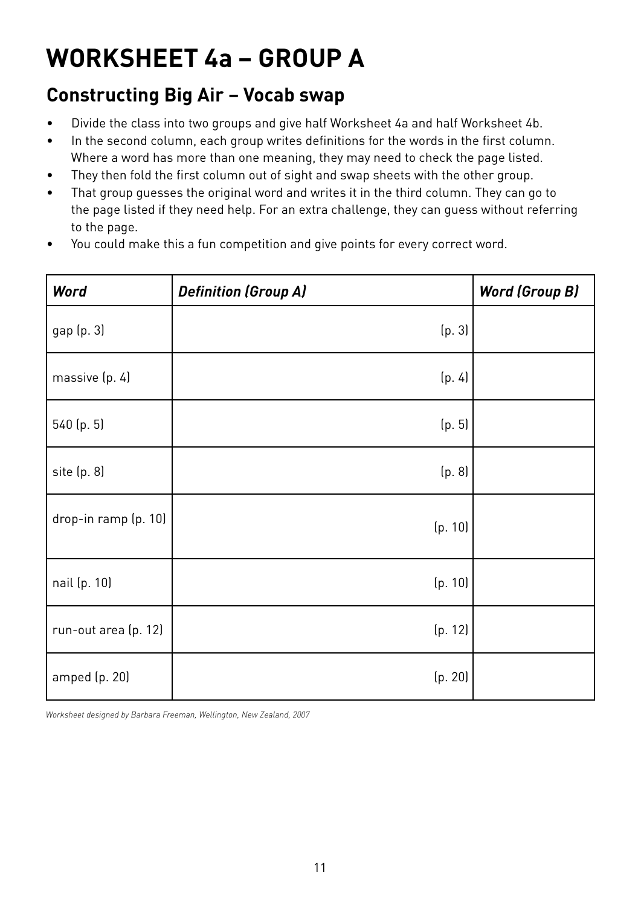# WORKSHEET 4a – GROUP A

## Constructing Big Air – Vocab swap

- Divide the class into two groups and give half Worksheet 4a and half Worksheet 4b.
- In the second column, each group writes definitions for the words in the first column. Where a word has more than one meaning, they may need to check the page listed.
- They then fold the first column out of sight and swap sheets with the other group.
- That group guesses the original word and writes it in the third column. They can go to the page listed if they need help. For an extra challenge, they can guess without referring to the page.
- You could make this a fun competition and give points for every correct word.

| ***Word*** | ***Definition (Group A)*** | ***Word (Group B)*** |
|---|---|---|
| gap (p. 3) | (p. 3) | |
| massive (p. 4) | (p. 4) | |
| 540 (p. 5) | (p. 5) | |
| site (p. 8) | (p. 8) | |
| drop-in ramp (p. 10) | (p. 10) | |
| nail (p. 10) | (p. 10) | |
| run-out area (p. 12) | (p. 12) | |
| amped (p. 20) | (p. 20) | |

*Worksheet designed by Barbara Freeman, Wellington, New Zealand, 2007*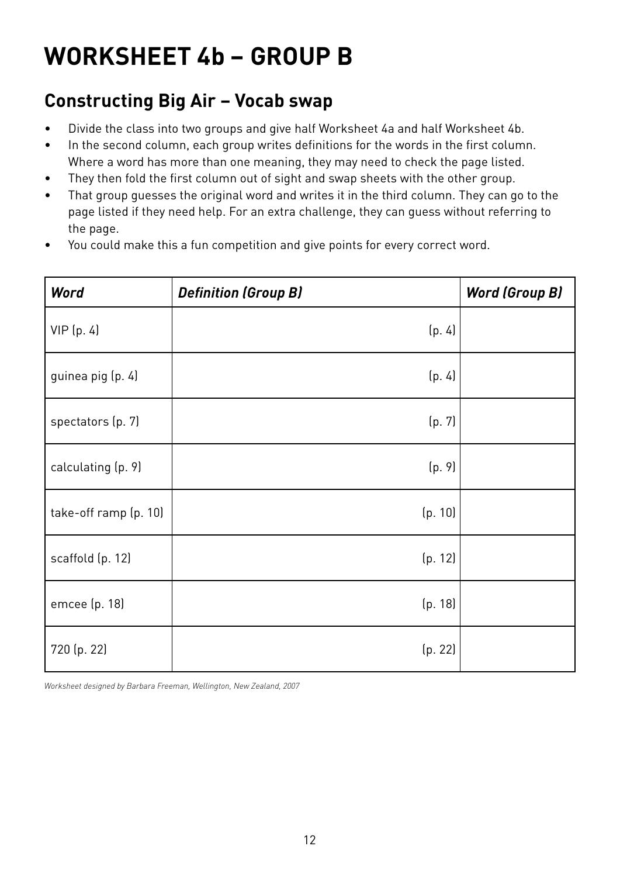# WORKSHEET 4b – GROUP B

## Constructing Big Air – Vocab swap

- Divide the class into two groups and give half Worksheet 4a and half Worksheet 4b.
- In the second column, each group writes definitions for the words in the first column. Where a word has more than one meaning, they may need to check the page listed.
- They then fold the first column out of sight and swap sheets with the other group.
- That group guesses the original word and writes it in the third column. They can go to the page listed if they need help. For an extra challenge, they can guess without referring to the page.
- You could make this a fun competition and give points for every correct word.

| *Word* | *Definition (Group B)* | *Word (Group B)* |
|---|---|---|
| VIP (p. 4) | (p. 4) | |
| guinea pig (p. 4) | (p. 4) | |
| spectators (p. 7) | (p. 7) | |
| calculating (p. 9) | (p. 9) | |
| take-off ramp (p. 10) | (p. 10) | |
| scaffold (p. 12) | (p. 12) | |
| emcee (p. 18) | (p. 18) | |
| 720 (p. 22) | (p. 22) | |

*Worksheet designed by Barbara Freeman, Wellington, New Zealand, 2007*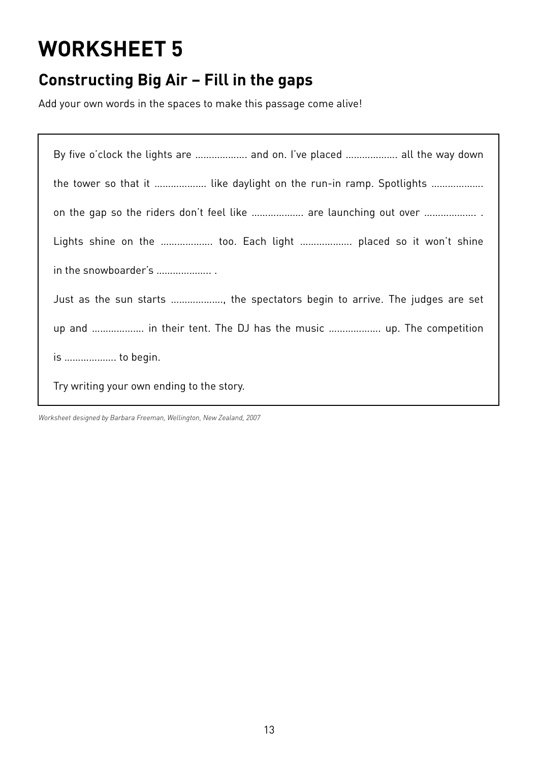# WORKSHEET 5

## Constructing Big Air – Fill in the gaps

Add your own words in the spaces to make this passage come alive!

By five o'clock the lights are .................. and on. I've placed .................. all the way down the tower so that it .................. like daylight on the run-in ramp. Spotlights .................. on the gap so the riders don't feel like .................. are launching out over .................. . Lights shine on the .................. too. Each light .................. placed so it won't shine in the snowboarder's ................... .

Just as the sun starts .................., the spectators begin to arrive. The judges are set up and .................. in their tent. The DJ has the music .................. up. The competition is .................. to begin.

Try writing your own ending to the story.

*Worksheet designed by Barbara Freeman, Wellington, New Zealand, 2007*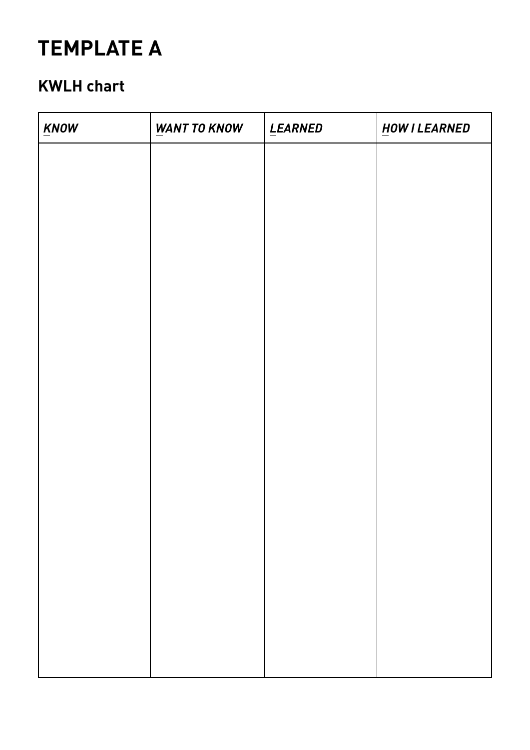# TEMPLATE A

## KWLH chart

| *KNOW* | *WANT TO KNOW* | *LEARNED* | *HOW I LEARNED* |
|---|---|---|---|
| | | | |